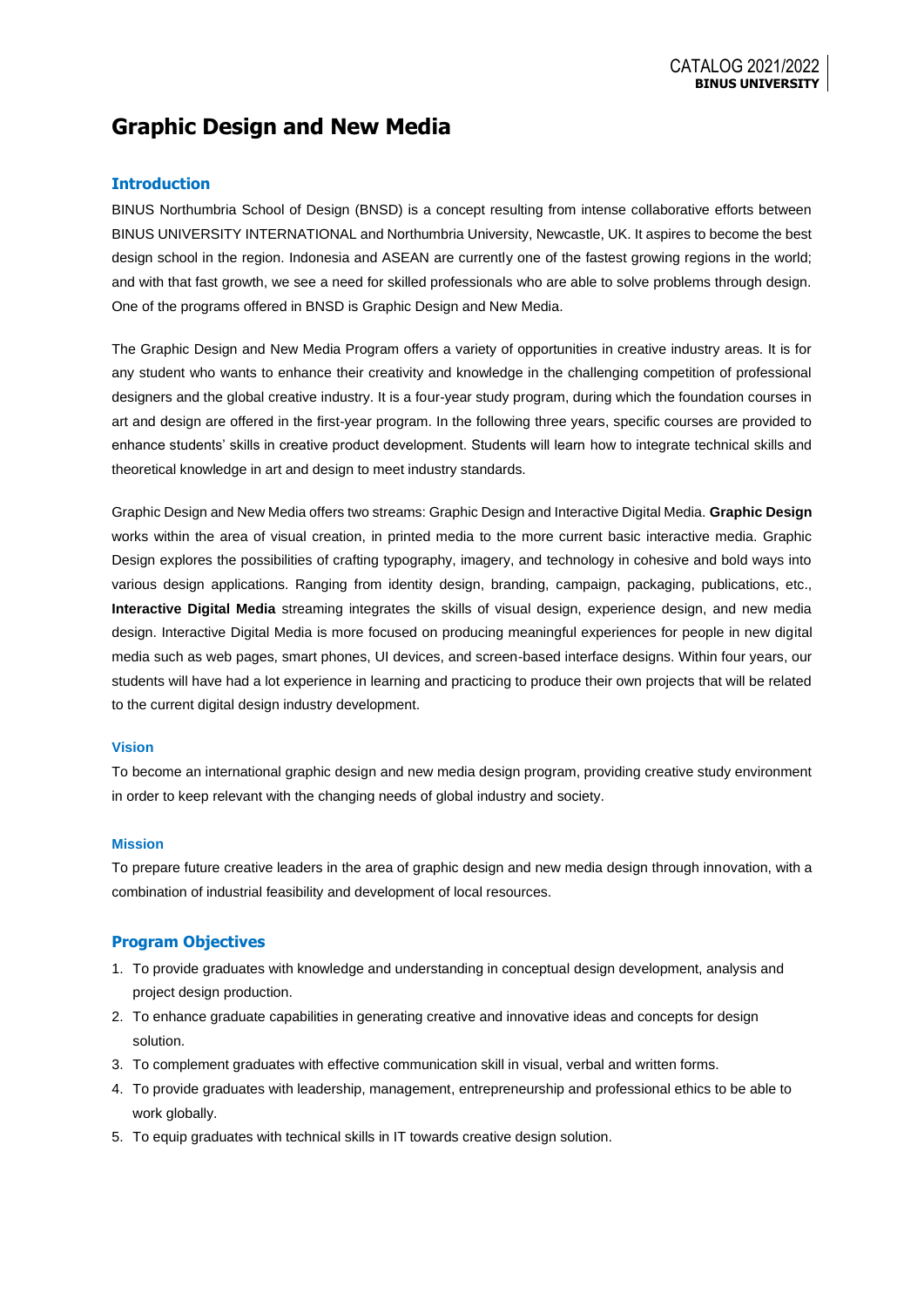# Graphic Design and New Media

## Introduction

BINUS Northumbria School of Design (BNSD) is a concept resulting from intense collaborative efforts between BINUS UNIVERSITY INTERNATIONAL and Northumbria University, Newcastle, UK. It aspires to become the best design school in the region. Indonesia and ASEAN are currently one of the fastest growing regions in the world; and with that fast growth, we see a need for skilled professionals who are able to solve problems through design. One of the programs offered in BNSD is Graphic Design and New Media.

The Graphic Design and New Media Program offers a variety of opportunities in creative industry areas. It is for any student who wants to enhance their creativity and knowledge in the challenging competition of professional designers and the global creative industry. It is a four-year study program, during which the foundation courses in art and design are offered in the first-year program. In the following three years, specific courses are provided to enhance students' skills in creative product development. Students will learn how to integrate technical skills and theoretical knowledge in art and design to meet industry standards.

Graphic Design and New Media offers two streams: Graphic Design and Interactive Digital Media. **Graphic Design** works within the area of visual creation, in printed media to the more current basic interactive media. Graphic Design explores the possibilities of crafting typography, imagery, and technology in cohesive and bold ways into various design applications. Ranging from identity design, branding, campaign, packaging, publications, etc., **Interactive Digital Media** streaming integrates the skills of visual design, experience design, and new media design. Interactive Digital Media is more focused on producing meaningful experiences for people in new digital media such as web pages, smart phones, UI devices, and screen-based interface designs. Within four years, our students will have had a lot experience in learning and practicing to produce their own projects that will be related to the current digital design industry development.

### Vision

To become an international graphic design and new media design program, providing creative study environment in order to keep relevant with the changing needs of global industry and society.

### Mission

To prepare future creative leaders in the area of graphic design and new media design through innovation, with a combination of industrial feasibility and development of local resources.

## Program Objectives

1. To provide graduates with knowledge and understanding in conceptual design development, analysis and project design production.
2. To enhance graduate capabilities in generating creative and innovative ideas and concepts for design solution.
3. To complement graduates with effective communication skill in visual, verbal and written forms.
4. To provide graduates with leadership, management, entrepreneurship and professional ethics to be able to work globally.
5. To equip graduates with technical skills in IT towards creative design solution.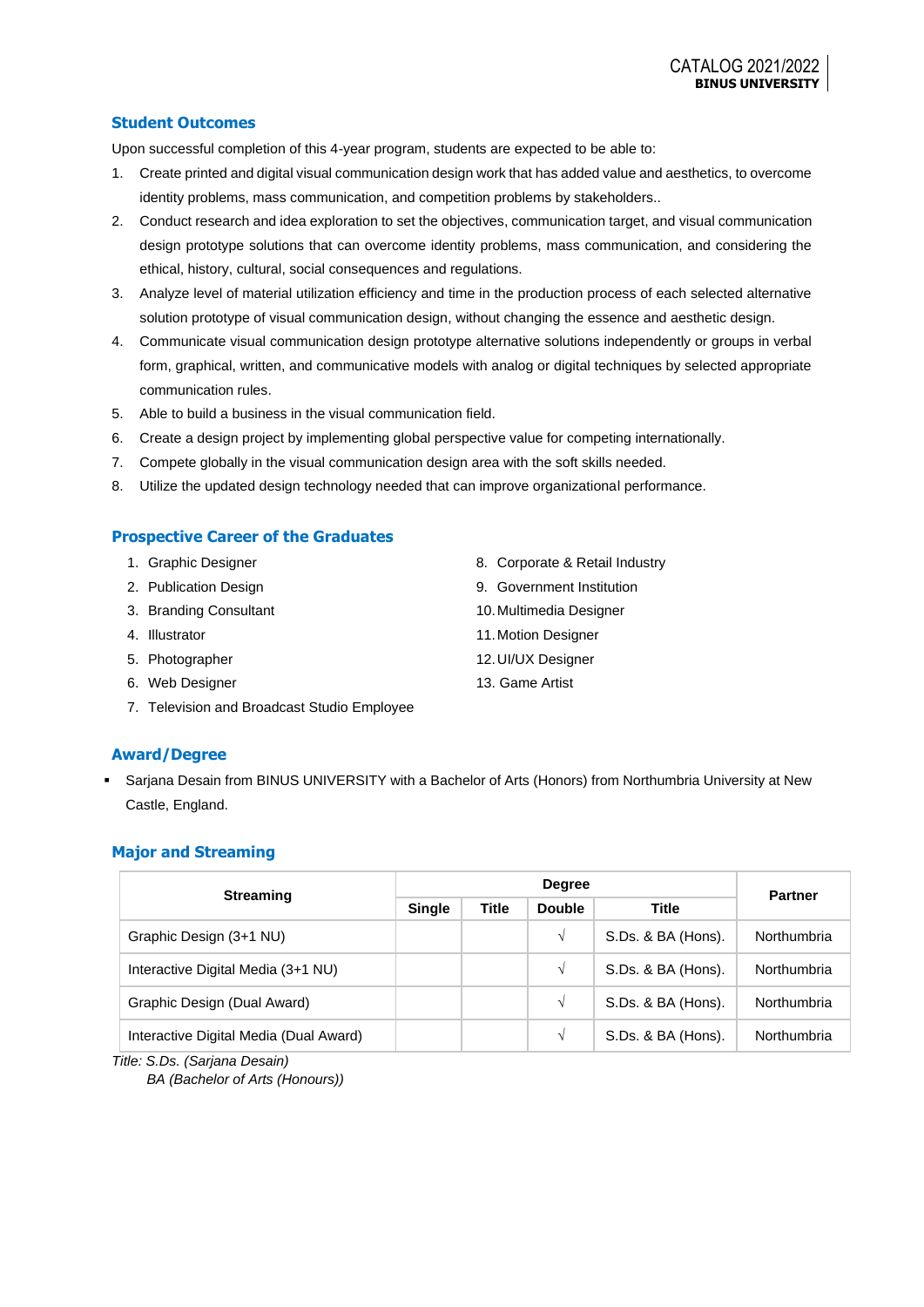## Student Outcomes

Upon successful completion of this 4-year program, students are expected to be able to:

1. Create printed and digital visual communication design work that has added value and aesthetics, to overcome identity problems, mass communication, and competition problems by stakeholders..
2. Conduct research and idea exploration to set the objectives, communication target, and visual communication design prototype solutions that can overcome identity problems, mass communication, and considering the ethical, history, cultural, social consequences and regulations.
3. Analyze level of material utilization efficiency and time in the production process of each selected alternative solution prototype of visual communication design, without changing the essence and aesthetic design.
4. Communicate visual communication design prototype alternative solutions independently or groups in verbal form, graphical, written, and communicative models with analog or digital techniques by selected appropriate communication rules.
5. Able to build a business in the visual communication field.
6. Create a design project by implementing global perspective value for competing internationally.
7. Compete globally in the visual communication design area with the soft skills needed.
8. Utilize the updated design technology needed that can improve organizational performance.

## Prospective Career of the Graduates

1. Graphic Designer
2. Publication Design
3. Branding Consultant
4. Illustrator
5. Photographer
6. Web Designer
7. Television and Broadcast Studio Employee
8. Corporate & Retail Industry
9. Government Institution
10. Multimedia Designer
11. Motion Designer
12. UI/UX Designer
13. Game Artist

## Award/Degree

- Sarjana Desain from BINUS UNIVERSITY with a Bachelor of Arts (Honors) from Northumbria University at New Castle, England.

## Major and Streaming

| Streaming | Degree | | | | Partner |
|---|---|---|---|---|---|
| | Single | Title | Double | Title | |
| Graphic Design (3+1 NU) | | | √ | S.Ds. & BA (Hons). | Northumbria |
| Interactive Digital Media (3+1 NU) | | | √ | S.Ds. & BA (Hons). | Northumbria |
| Graphic Design (Dual Award) | | | √ | S.Ds. & BA (Hons). | Northumbria |
| Interactive Digital Media (Dual Award) | | | √ | S.Ds. & BA (Hons). | Northumbria |

*Title: S.Ds. (Sarjana Desain)*
*BA (Bachelor of Arts (Honours))*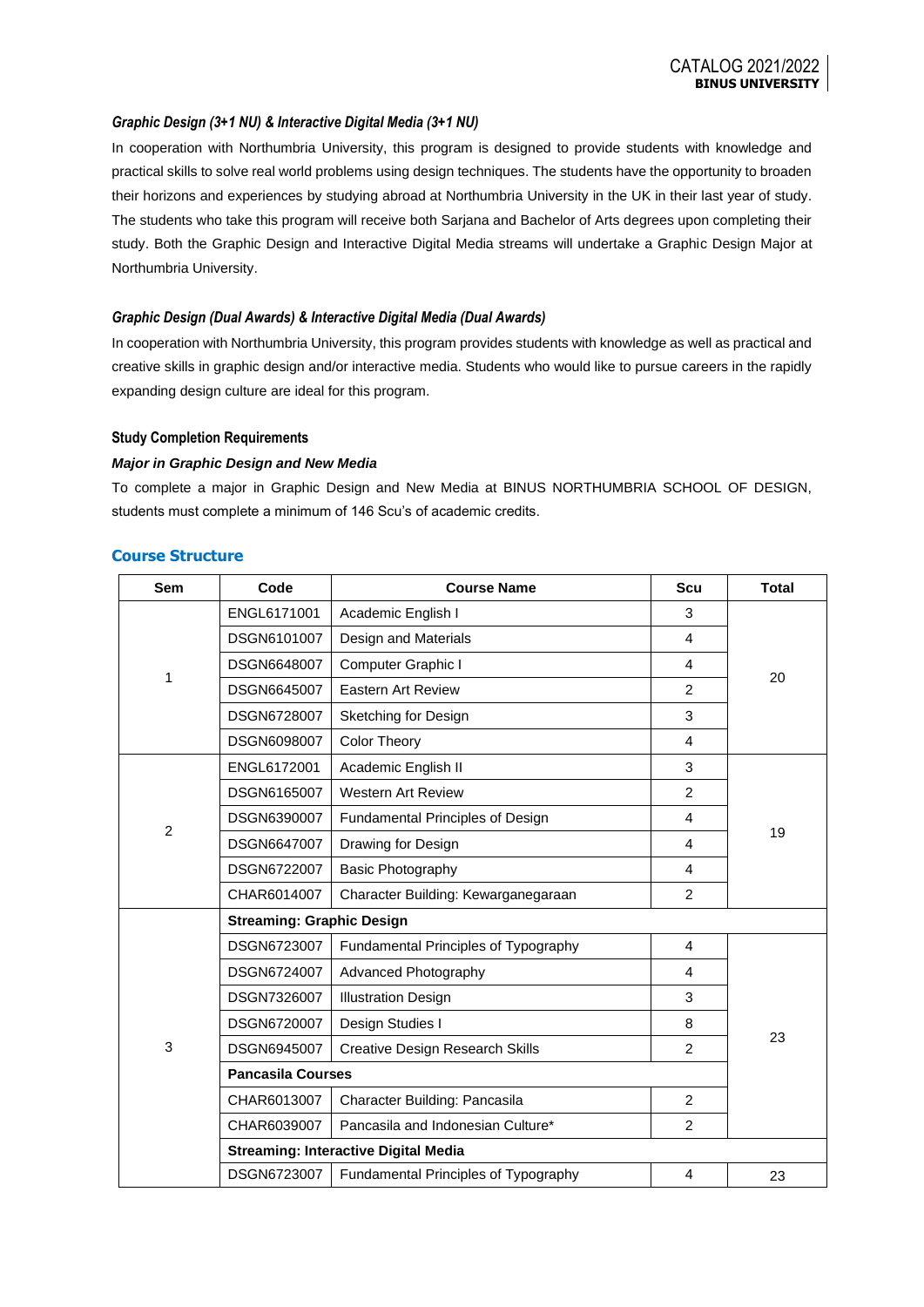### *Graphic Design (3+1 NU) & Interactive Digital Media (3+1 NU)*

In cooperation with Northumbria University, this program is designed to provide students with knowledge and practical skills to solve real world problems using design techniques. The students have the opportunity to broaden their horizons and experiences by studying abroad at Northumbria University in the UK in their last year of study. The students who take this program will receive both Sarjana and Bachelor of Arts degrees upon completing their study. Both the Graphic Design and Interactive Digital Media streams will undertake a Graphic Design Major at Northumbria University.

### *Graphic Design (Dual Awards) & Interactive Digital Media (Dual Awards)*

In cooperation with Northumbria University, this program provides students with knowledge as well as practical and creative skills in graphic design and/or interactive media. Students who would like to pursue careers in the rapidly expanding design culture are ideal for this program.

**Study Completion Requirements**

***Major in Graphic Design and New Media***

To complete a major in Graphic Design and New Media at BINUS NORTHUMBRIA SCHOOL OF DESIGN, students must complete a minimum of 146 Scu's of academic credits.

## Course Structure

| Sem | Code | Course Name | Scu | Total |
|---|---|---|---|---|
| 1 | ENGL6171001 | Academic English I | 3 | 20 |
| | DSGN6101007 | Design and Materials | 4 | |
| | DSGN6648007 | Computer Graphic I | 4 | |
| | DSGN6645007 | Eastern Art Review | 2 | |
| | DSGN6728007 | Sketching for Design | 3 | |
| | DSGN6098007 | Color Theory | 4 | |
| 2 | ENGL6172001 | Academic English II | 3 | 19 |
| | DSGN6165007 | Western Art Review | 2 | |
| | DSGN6390007 | Fundamental Principles of Design | 4 | |
| | DSGN6647007 | Drawing for Design | 4 | |
| | DSGN6722007 | Basic Photography | 4 | |
| | CHAR6014007 | Character Building: Kewarganegaraan | 2 | |
| 3 | **Streaming: Graphic Design** | | | |
| | DSGN6723007 | Fundamental Principles of Typography | 4 | 23 |
| | DSGN6724007 | Advanced Photography | 4 | |
| | DSGN7326007 | Illustration Design | 3 | |
| | DSGN6720007 | Design Studies I | 8 | |
| | DSGN6945007 | Creative Design Research Skills | 2 | |
| | **Pancasila Courses** | | | |
| | CHAR6013007 | Character Building: Pancasila | 2 | |
| | CHAR6039007 | Pancasila and Indonesian Culture* | 2 | |
| | **Streaming: Interactive Digital Media** | | | |
| | DSGN6723007 | Fundamental Principles of Typography | 4 | 23 |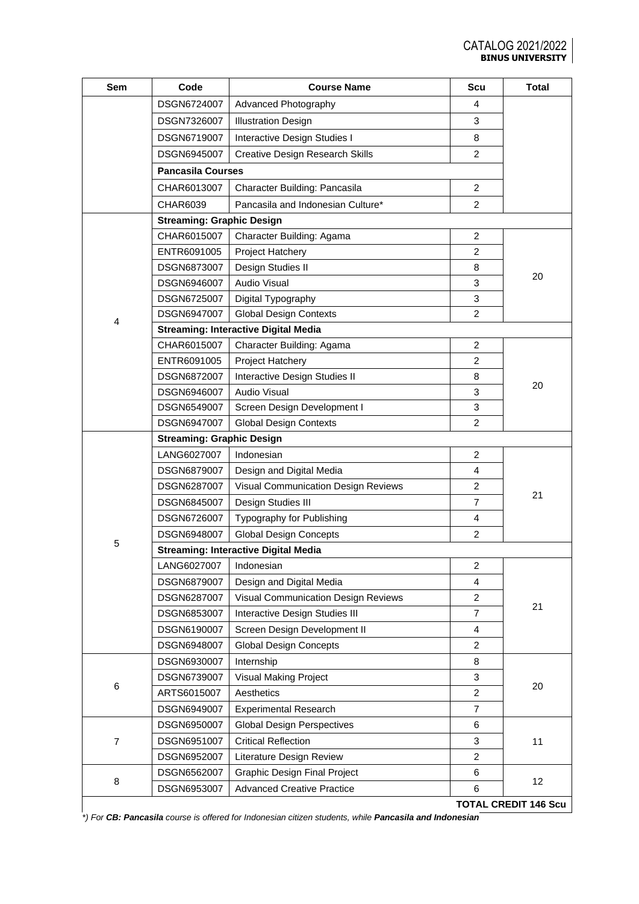| Sem | Code | Course Name | Scu | Total |
|---|---|---|---|---|
| | DSGN6724007 | Advanced Photography | 4 | |
| | DSGN7326007 | Illustration Design | 3 | |
| | DSGN6719007 | Interactive Design Studies I | 8 | |
| | DSGN6945007 | Creative Design Research Skills | 2 | |
| | **Pancasila Courses** | | | |
| | CHAR6013007 | Character Building: Pancasila | 2 | |
| | CHAR6039 | Pancasila and Indonesian Culture* | 2 | |
| 4 | **Streaming: Graphic Design** | | | |
| | CHAR6015007 | Character Building: Agama | 2 | 20 |
| | ENTR6091005 | Project Hatchery | 2 | |
| | DSGN6873007 | Design Studies II | 8 | |
| | DSGN6946007 | Audio Visual | 3 | |
| | DSGN6725007 | Digital Typography | 3 | |
| | DSGN6947007 | Global Design Contexts | 2 | |
| | **Streaming: Interactive Digital Media** | | | |
| | CHAR6015007 | Character Building: Agama | 2 | 20 |
| | ENTR6091005 | Project Hatchery | 2 | |
| | DSGN6872007 | Interactive Design Studies II | 8 | |
| | DSGN6946007 | Audio Visual | 3 | |
| | DSGN6549007 | Screen Design Development I | 3 | |
| | DSGN6947007 | Global Design Contexts | 2 | |
| 5 | **Streaming: Graphic Design** | | | |
| | LANG6027007 | Indonesian | 2 | 21 |
| | DSGN6879007 | Design and Digital Media | 4 | |
| | DSGN6287007 | Visual Communication Design Reviews | 2 | |
| | DSGN6845007 | Design Studies III | 7 | |
| | DSGN6726007 | Typography for Publishing | 4 | |
| | DSGN6948007 | Global Design Concepts | 2 | |
| | **Streaming: Interactive Digital Media** | | | |
| | LANG6027007 | Indonesian | 2 | 21 |
| | DSGN6879007 | Design and Digital Media | 4 | |
| | DSGN6287007 | Visual Communication Design Reviews | 2 | |
| | DSGN6853007 | Interactive Design Studies III | 7 | |
| | DSGN6190007 | Screen Design Development II | 4 | |
| | DSGN6948007 | Global Design Concepts | 2 | |
| 6 | DSGN6930007 | Internship | 8 | 20 |
| | DSGN6739007 | Visual Making Project | 3 | |
| | ARTS6015007 | Aesthetics | 2 | |
| | DSGN6949007 | Experimental Research | 7 | |
| 7 | DSGN6950007 | Global Design Perspectives | 6 | 11 |
| | DSGN6951007 | Critical Reflection | 3 | |
| | DSGN6952007 | Literature Design Review | 2 | |
| 8 | DSGN6562007 | Graphic Design Final Project | 6 | 12 |
| | DSGN6953007 | Advanced Creative Practice | 6 | |
| | | | | **TOTAL CREDIT 146 Scu** |

*\*) For **CB: Pancasila** course is offered for Indonesian citizen students, while **Pancasila and Indonesian***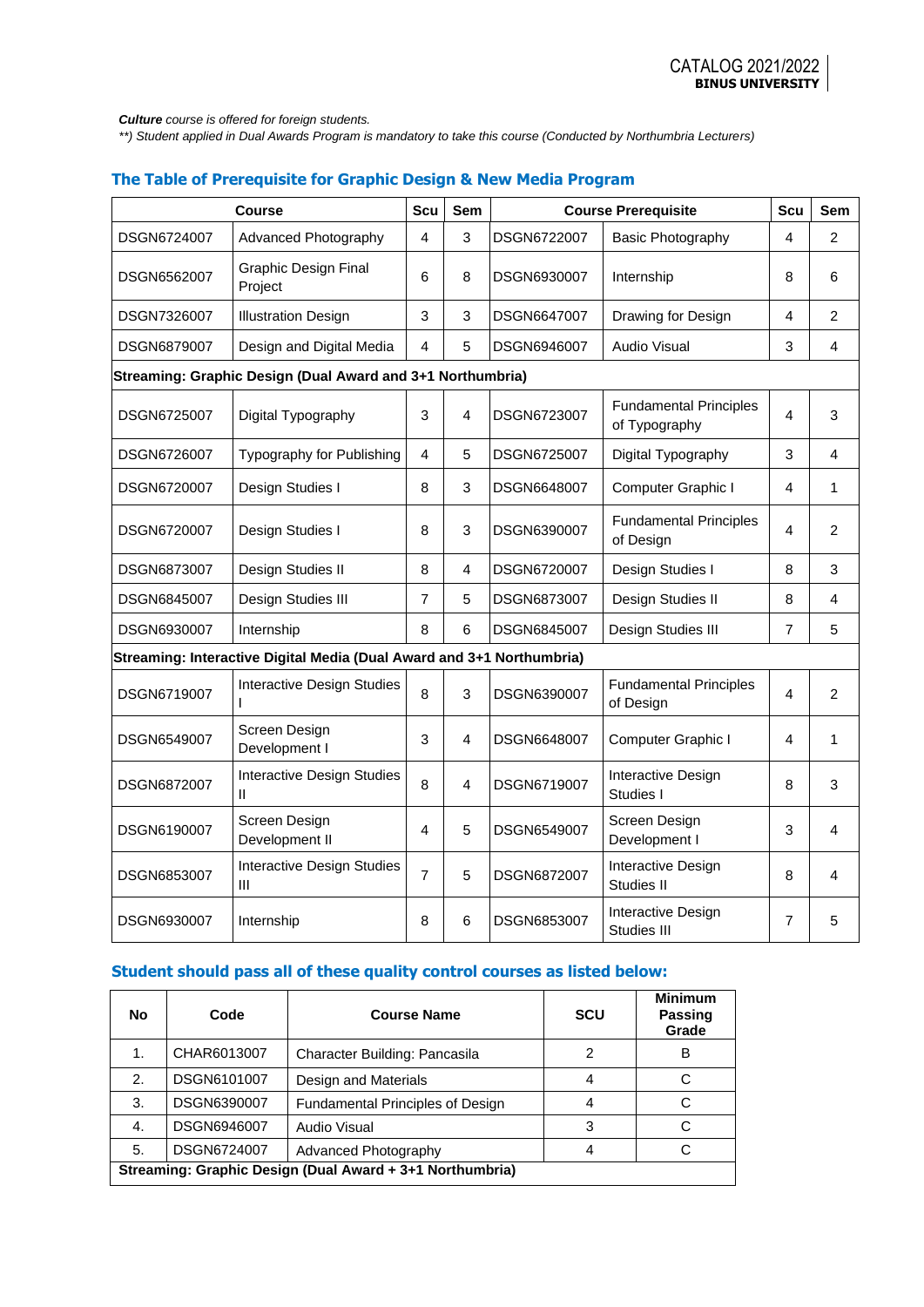***Culture*** *course is offered for foreign students.*

*\*\*) Student applied in Dual Awards Program is mandatory to take this course (Conducted by Northumbria Lecturers)*

## The Table of Prerequisite for Graphic Design & New Media Program

| Course | | Scu | Sem | Course Prerequisite | | Scu | Sem |
|---|---|---|---|---|---|---|---|
| DSGN6724007 | Advanced Photography | 4 | 3 | DSGN6722007 | Basic Photography | 4 | 2 |
| DSGN6562007 | Graphic Design Final Project | 6 | 8 | DSGN6930007 | Internship | 8 | 6 |
| DSGN7326007 | Illustration Design | 3 | 3 | DSGN6647007 | Drawing for Design | 4 | 2 |
| DSGN6879007 | Design and Digital Media | 4 | 5 | DSGN6946007 | Audio Visual | 3 | 4 |
| **Streaming: Graphic Design (Dual Award and 3+1 Northumbria)** | | | | | | | |
| DSGN6725007 | Digital Typography | 3 | 4 | DSGN6723007 | Fundamental Principles of Typography | 4 | 3 |
| DSGN6726007 | Typography for Publishing | 4 | 5 | DSGN6725007 | Digital Typography | 3 | 4 |
| DSGN6720007 | Design Studies I | 8 | 3 | DSGN6648007 | Computer Graphic I | 4 | 1 |
| DSGN6720007 | Design Studies I | 8 | 3 | DSGN6390007 | Fundamental Principles of Design | 4 | 2 |
| DSGN6873007 | Design Studies II | 8 | 4 | DSGN6720007 | Design Studies I | 8 | 3 |
| DSGN6845007 | Design Studies III | 7 | 5 | DSGN6873007 | Design Studies II | 8 | 4 |
| DSGN6930007 | Internship | 8 | 6 | DSGN6845007 | Design Studies III | 7 | 5 |
| **Streaming: Interactive Digital Media (Dual Award and 3+1 Northumbria)** | | | | | | | |
| DSGN6719007 | Interactive Design Studies I | 8 | 3 | DSGN6390007 | Fundamental Principles of Design | 4 | 2 |
| DSGN6549007 | Screen Design Development I | 3 | 4 | DSGN6648007 | Computer Graphic I | 4 | 1 |
| DSGN6872007 | Interactive Design Studies II | 8 | 4 | DSGN6719007 | Interactive Design Studies I | 8 | 3 |
| DSGN6190007 | Screen Design Development II | 4 | 5 | DSGN6549007 | Screen Design Development I | 3 | 4 |
| DSGN6853007 | Interactive Design Studies III | 7 | 5 | DSGN6872007 | Interactive Design Studies II | 8 | 4 |
| DSGN6930007 | Internship | 8 | 6 | DSGN6853007 | Interactive Design Studies III | 7 | 5 |

## Student should pass all of these quality control courses as listed below:

| No | Code | Course Name | SCU | Minimum Passing Grade |
|---|---|---|---|---|
| 1. | CHAR6013007 | Character Building: Pancasila | 2 | B |
| 2. | DSGN6101007 | Design and Materials | 4 | C |
| 3. | DSGN6390007 | Fundamental Principles of Design | 4 | C |
| 4. | DSGN6946007 | Audio Visual | 3 | C |
| 5. | DSGN6724007 | Advanced Photography | 4 | C |
| **Streaming: Graphic Design (Dual Award + 3+1 Northumbria)** | | | | |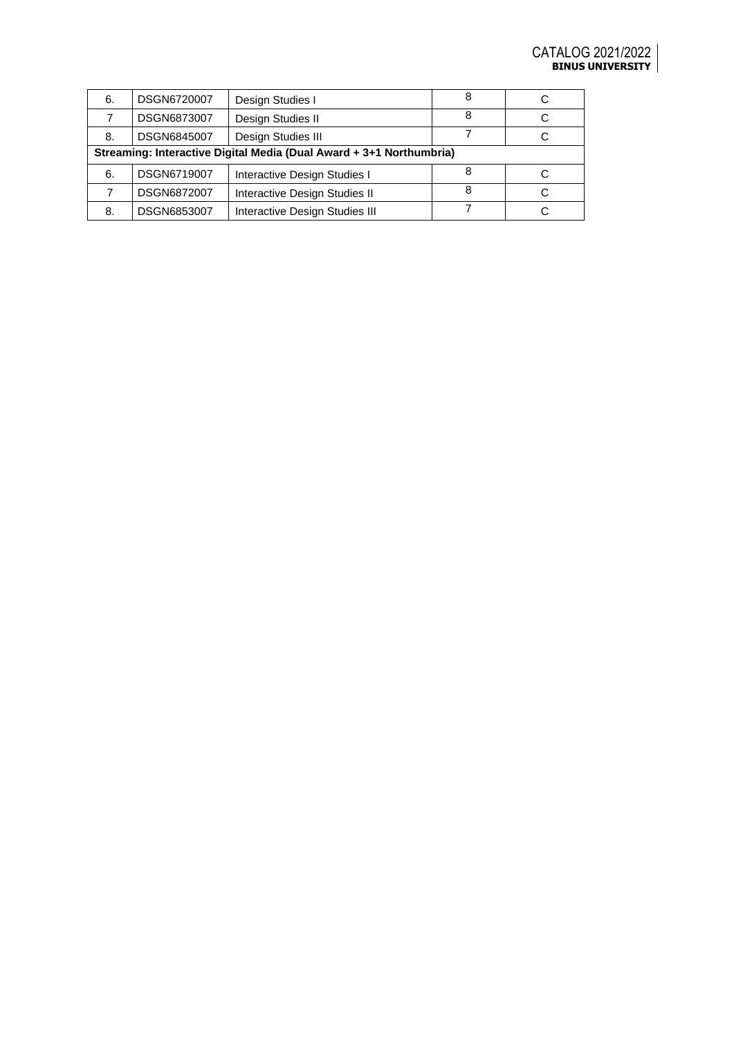| | | | | |
|---|---|---|---|---|
| 6. | DSGN6720007 | Design Studies I | 8 | C |
| 7 | DSGN6873007 | Design Studies II | 8 | C |
| 8. | DSGN6845007 | Design Studies III | 7 | C |
| **Streaming: Interactive Digital Media (Dual Award + 3+1 Northumbria)** | | | | |
| 6. | DSGN6719007 | Interactive Design Studies I | 8 | C |
| 7 | DSGN6872007 | Interactive Design Studies II | 8 | C |
| 8. | DSGN6853007 | Interactive Design Studies III | 7 | C |